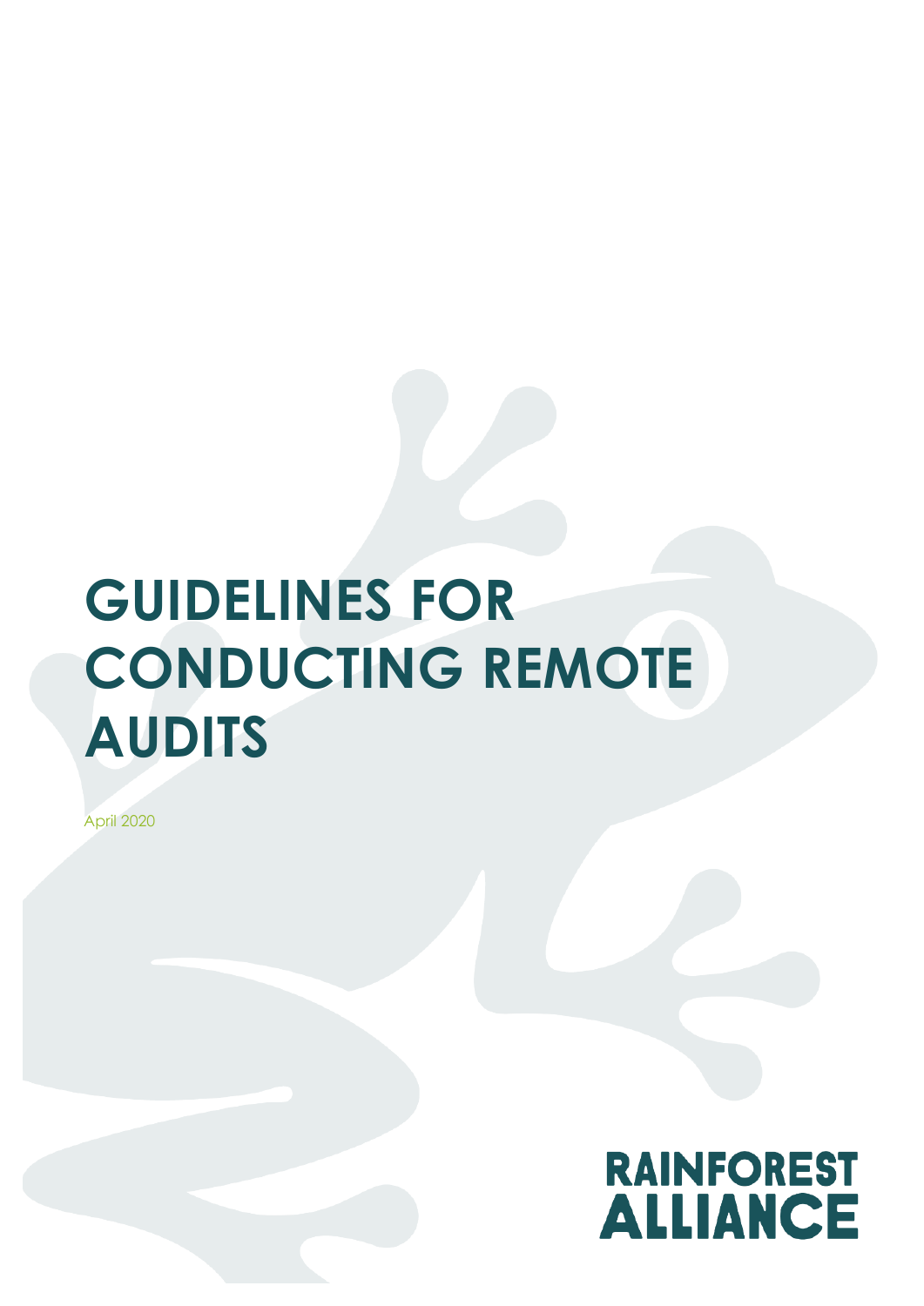# GUIDELINES FOR CONDUCTING REMOTE AUDITS

April 2020

RAINFOREST ALLIANCE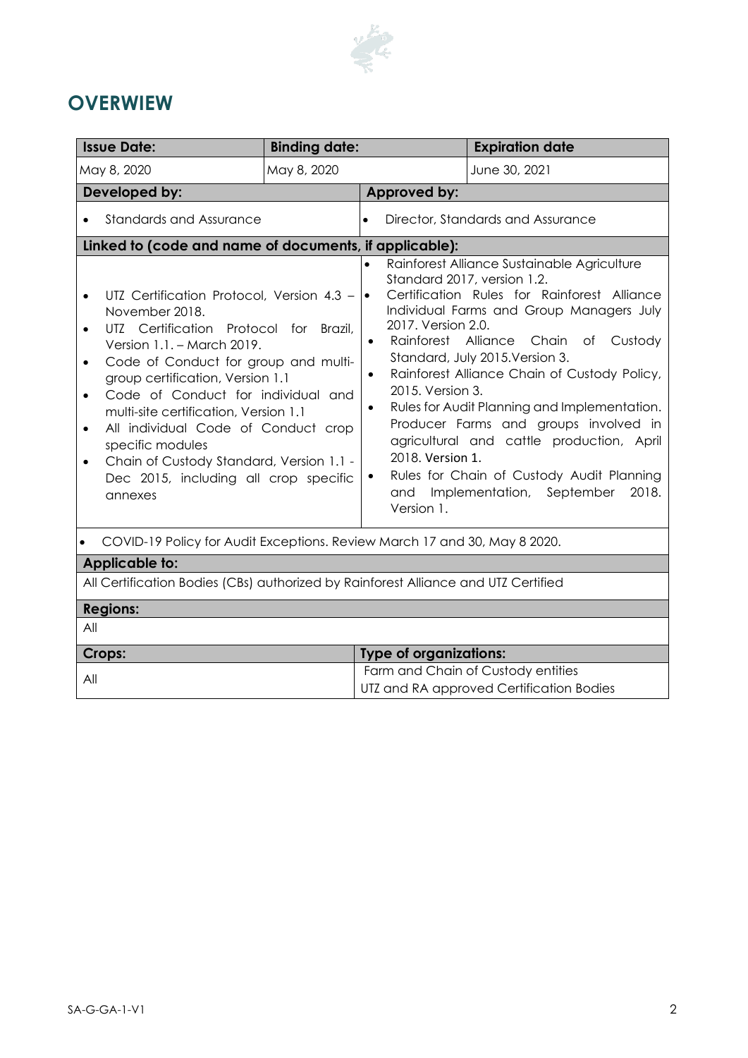## OVERWIEW

| Issue Date: | Binding date: | | Expiration date |
|---|---|---|---|
| May 8, 2020 | May 8, 2020 | | June 30, 2021 |
| **Developed by:** | | **Approved by:** | |
| • Standards and Assurance | | • Director, Standards and Assurance | |
| **Linked to (code and name of documents, if applicable):** | | | |
| • UTZ Certification Protocol, Version 4.3 – November 2018.<br>• UTZ Certification Protocol for Brazil, Version 1.1. – March 2019.<br>• Code of Conduct for group and multi-group certification, Version 1.1<br>• Code of Conduct for individual and multi-site certification, Version 1.1<br>• All individual Code of Conduct crop specific modules<br>• Chain of Custody Standard, Version 1.1 - Dec 2015, including all crop specific annexes | | • Rainforest Alliance Sustainable Agriculture Standard 2017, version 1.2.<br>• Certification Rules for Rainforest Alliance Individual Farms and Group Managers July 2017. Version 2.0.<br>• Rainforest Alliance Chain of Custody Standard, July 2015.Version 3.<br>• Rainforest Alliance Chain of Custody Policy, 2015. Version 3.<br>• Rules for Audit Planning and Implementation. Producer Farms and groups involved in agricultural and cattle production, April 2018. Version 1.<br>• Rules for Chain of Custody Audit Planning and Implementation, September 2018. Version 1. | |
| • COVID-19 Policy for Audit Exceptions. Review March 17 and 30, May 8 2020. | | | |
| **Applicable to:** | | | |
| All Certification Bodies (CBs) authorized by Rainforest Alliance and UTZ Certified | | | |
| **Regions:** | | | |
| All | | | |
| **Crops:** | | **Type of organizations:** | |
| All | | Farm and Chain of Custody entities<br>UTZ and RA approved Certification Bodies | |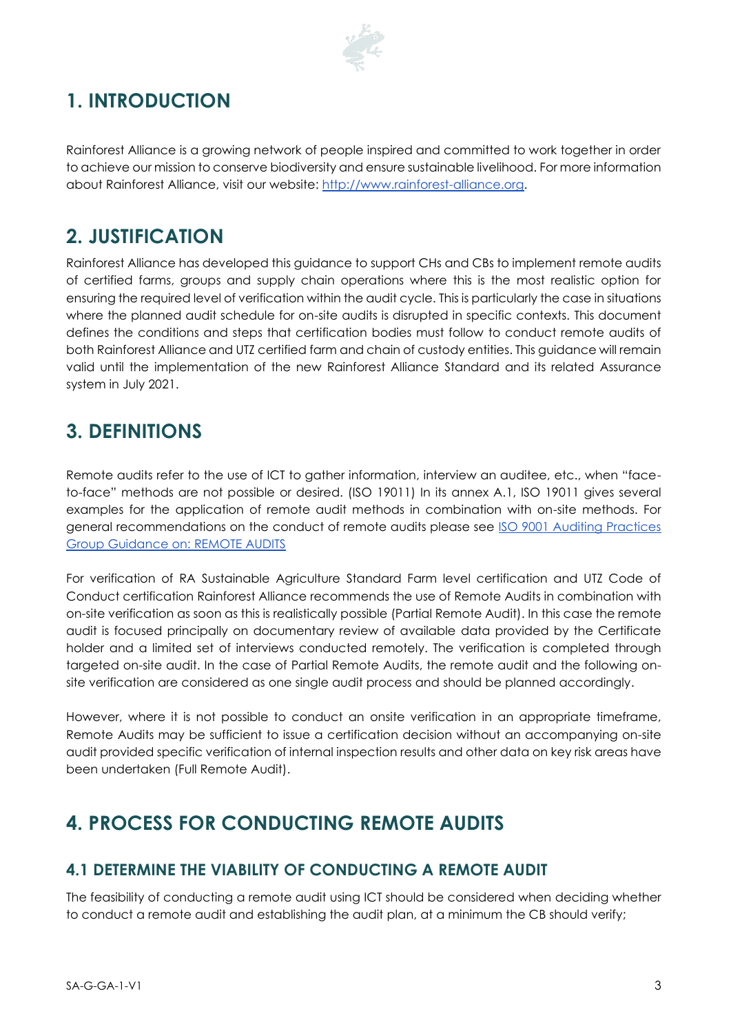# 1. INTRODUCTION

Rainforest Alliance is a growing network of people inspired and committed to work together in order to achieve our mission to conserve biodiversity and ensure sustainable livelihood. For more information about Rainforest Alliance, visit our website: [http://www.rainforest-alliance.org](http://www.rainforest-alliance.org).

# 2. JUSTIFICATION

Rainforest Alliance has developed this guidance to support CHs and CBs to implement remote audits of certified farms, groups and supply chain operations where this is the most realistic option for ensuring the required level of verification within the audit cycle. This is particularly the case in situations where the planned audit schedule for on-site audits is disrupted in specific contexts. This document defines the conditions and steps that certification bodies must follow to conduct remote audits of both Rainforest Alliance and UTZ certified farm and chain of custody entities. This guidance will remain valid until the implementation of the new Rainforest Alliance Standard and its related Assurance system in July 2021.

# 3. DEFINITIONS

Remote audits refer to the use of ICT to gather information, interview an auditee, etc., when "face-to-face" methods are not possible or desired. (ISO 19011) In its annex A.1, ISO 19011 gives several examples for the application of remote audit methods in combination with on-site methods. For general recommendations on the conduct of remote audits please see ISO 9001 Auditing Practices Group Guidance on: REMOTE AUDITS

For verification of RA Sustainable Agriculture Standard Farm level certification and UTZ Code of Conduct certification Rainforest Alliance recommends the use of Remote Audits in combination with on-site verification as soon as this is realistically possible (Partial Remote Audit). In this case the remote audit is focused principally on documentary review of available data provided by the Certificate holder and a limited set of interviews conducted remotely. The verification is completed through targeted on-site audit. In the case of Partial Remote Audits, the remote audit and the following on-site verification are considered as one single audit process and should be planned accordingly.

However, where it is not possible to conduct an onsite verification in an appropriate timeframe, Remote Audits may be sufficient to issue a certification decision without an accompanying on-site audit provided specific verification of internal inspection results and other data on key risk areas have been undertaken (Full Remote Audit).

# 4. PROCESS FOR CONDUCTING REMOTE AUDITS

## 4.1 DETERMINE THE VIABILITY OF CONDUCTING A REMOTE AUDIT

The feasibility of conducting a remote audit using ICT should be considered when deciding whether to conduct a remote audit and establishing the audit plan, at a minimum the CB should verify;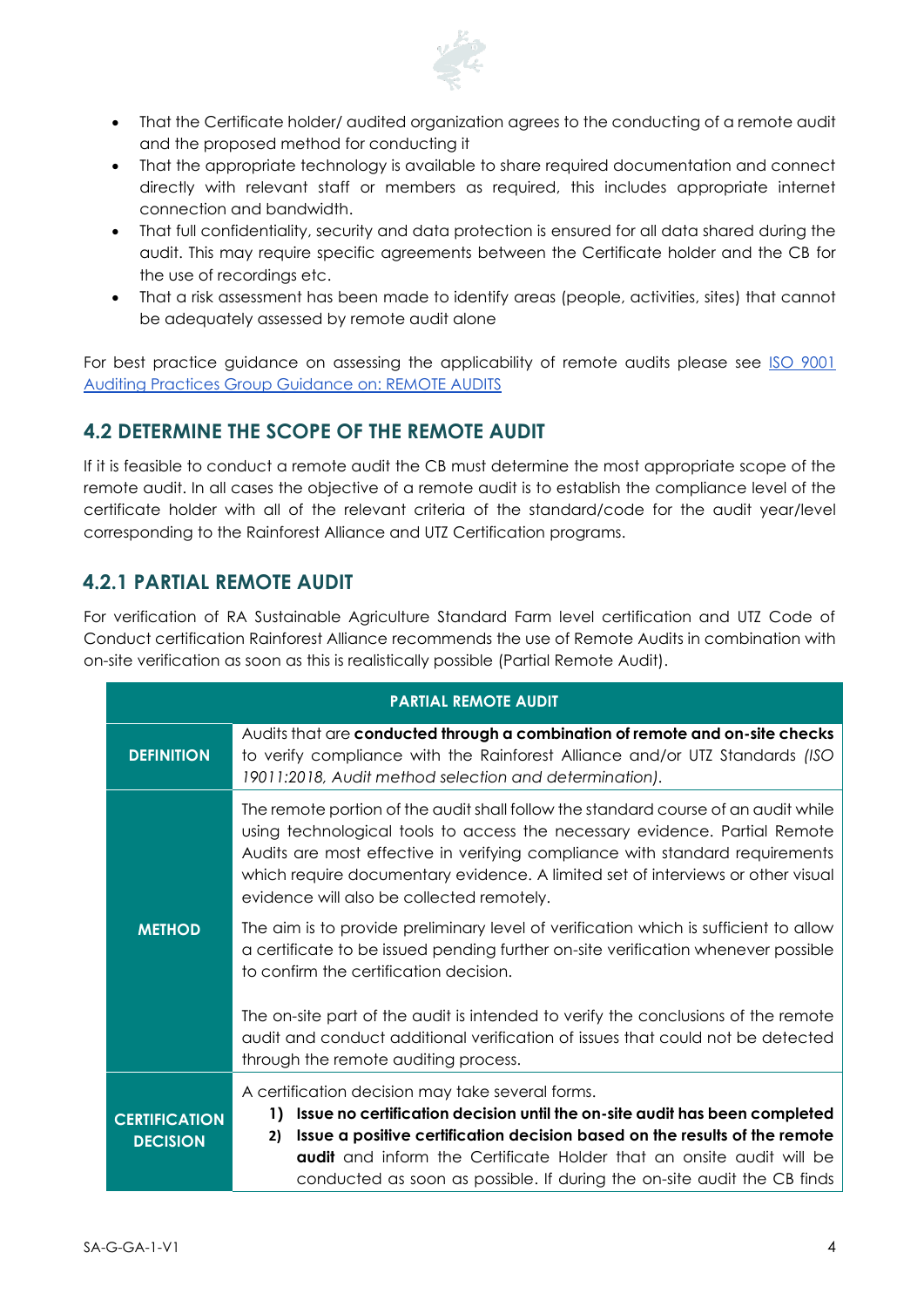- That the Certificate holder/ audited organization agrees to the conducting of a remote audit and the proposed method for conducting it
- That the appropriate technology is available to share required documentation and connect directly with relevant staff or members as required, this includes appropriate internet connection and bandwidth.
- That full confidentiality, security and data protection is ensured for all data shared during the audit. This may require specific agreements between the Certificate holder and the CB for the use of recordings etc.
- That a risk assessment has been made to identify areas (people, activities, sites) that cannot be adequately assessed by remote audit alone

For best practice guidance on assessing the applicability of remote audits please see [ISO 9001 Auditing Practices Group Guidance on: REMOTE AUDITS]

## 4.2 DETERMINE THE SCOPE OF THE REMOTE AUDIT

If it is feasible to conduct a remote audit the CB must determine the most appropriate scope of the remote audit. In all cases the objective of a remote audit is to establish the compliance level of the certificate holder with all of the relevant criteria of the standard/code for the audit year/level corresponding to the Rainforest Alliance and UTZ Certification programs.

### 4.2.1 PARTIAL REMOTE AUDIT

For verification of RA Sustainable Agriculture Standard Farm level certification and UTZ Code of Conduct certification Rainforest Alliance recommends the use of Remote Audits in combination with on-site verification as soon as this is realistically possible (Partial Remote Audit).

| PARTIAL REMOTE AUDIT | |
|---|---|
| **DEFINITION** | Audits that are **conducted through a combination of remote and on-site checks** to verify compliance with the Rainforest Alliance and/or UTZ Standards *(ISO 19011:2018, Audit method selection and determination)*. |
| **METHOD** | The remote portion of the audit shall follow the standard course of an audit while using technological tools to access the necessary evidence. Partial Remote Audits are most effective in verifying compliance with standard requirements which require documentary evidence. A limited set of interviews or other visual evidence will also be collected remotely.<br><br>The aim is to provide preliminary level of verification which is sufficient to allow a certificate to be issued pending further on-site verification whenever possible to confirm the certification decision.<br><br>The on-site part of the audit is intended to verify the conclusions of the remote audit and conduct additional verification of issues that could not be detected through the remote auditing process. |
| **CERTIFICATION DECISION** | A certification decision may take several forms.<br>1) **Issue no certification decision until the on-site audit has been completed**<br>2) **Issue a positive certification decision based on the results of the remote audit** and inform the Certificate Holder that an onsite audit will be conducted as soon as possible. If during the on-site audit the CB finds |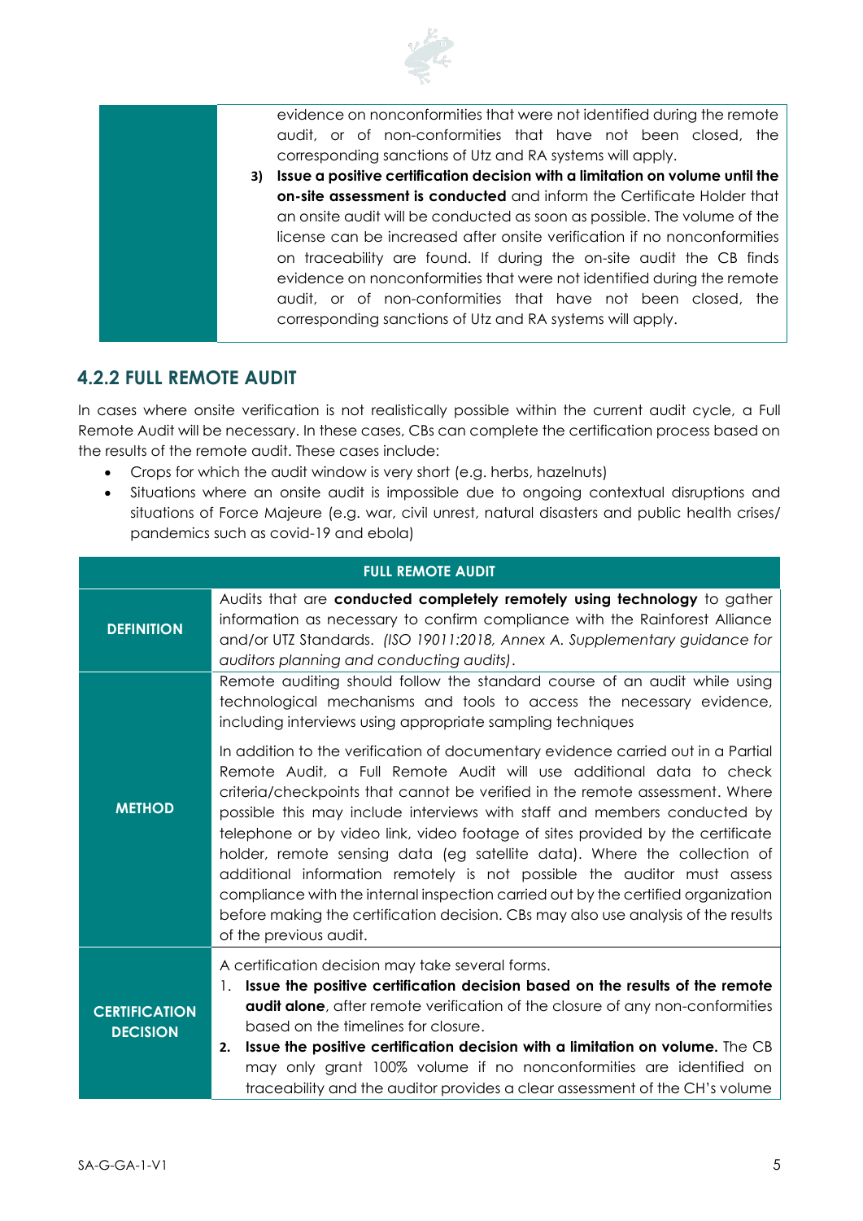| | |
|---|---|
| | evidence on nonconformities that were not identified during the remote audit, or of non-conformities that have not been closed, the corresponding sanctions of Utz and RA systems will apply.<br>3) **Issue a positive certification decision with a limitation on volume until the on-site assessment is conducted** and inform the Certificate Holder that an onsite audit will be conducted as soon as possible. The volume of the license can be increased after onsite verification if no nonconformities on traceability are found. If during the on-site audit the CB finds evidence on nonconformities that were not identified during the remote audit, or of non-conformities that have not been closed, the corresponding sanctions of Utz and RA systems will apply. |

### 4.2.2 FULL REMOTE AUDIT

In cases where onsite verification is not realistically possible within the current audit cycle, a Full Remote Audit will be necessary. In these cases, CBs can complete the certification process based on the results of the remote audit. These cases include:

- Crops for which the audit window is very short (e.g. herbs, hazelnuts)
- Situations where an onsite audit is impossible due to ongoing contextual disruptions and situations of Force Majeure (e.g. war, civil unrest, natural disasters and public health crises/ pandemics such as covid-19 and ebola)

| FULL REMOTE AUDIT | |
|---|---|
| **DEFINITION** | Audits that are **conducted completely remotely using technology** to gather information as necessary to confirm compliance with the Rainforest Alliance and/or UTZ Standards. *(ISO 19011:2018, Annex A. Supplementary guidance for auditors planning and conducting audits)*. |
| **METHOD** | Remote auditing should follow the standard course of an audit while using technological mechanisms and tools to access the necessary evidence, including interviews using appropriate sampling techniques<br><br>In addition to the verification of documentary evidence carried out in a Partial Remote Audit, a Full Remote Audit will use additional data to check criteria/checkpoints that cannot be verified in the remote assessment. Where possible this may include interviews with staff and members conducted by telephone or by video link, video footage of sites provided by the certificate holder, remote sensing data (eg satellite data). Where the collection of additional information remotely is not possible the auditor must assess compliance with the internal inspection carried out by the certified organization before making the certification decision. CBs may also use analysis of the results of the previous audit. |
| **CERTIFICATION DECISION** | A certification decision may take several forms.<br>1. **Issue the positive certification decision based on the results of the remote audit alone**, after remote verification of the closure of any non-conformities based on the timelines for closure.<br>2. **Issue the positive certification decision with a limitation on volume.** The CB may only grant 100% volume if no nonconformities are identified on traceability and the auditor provides a clear assessment of the CH's volume |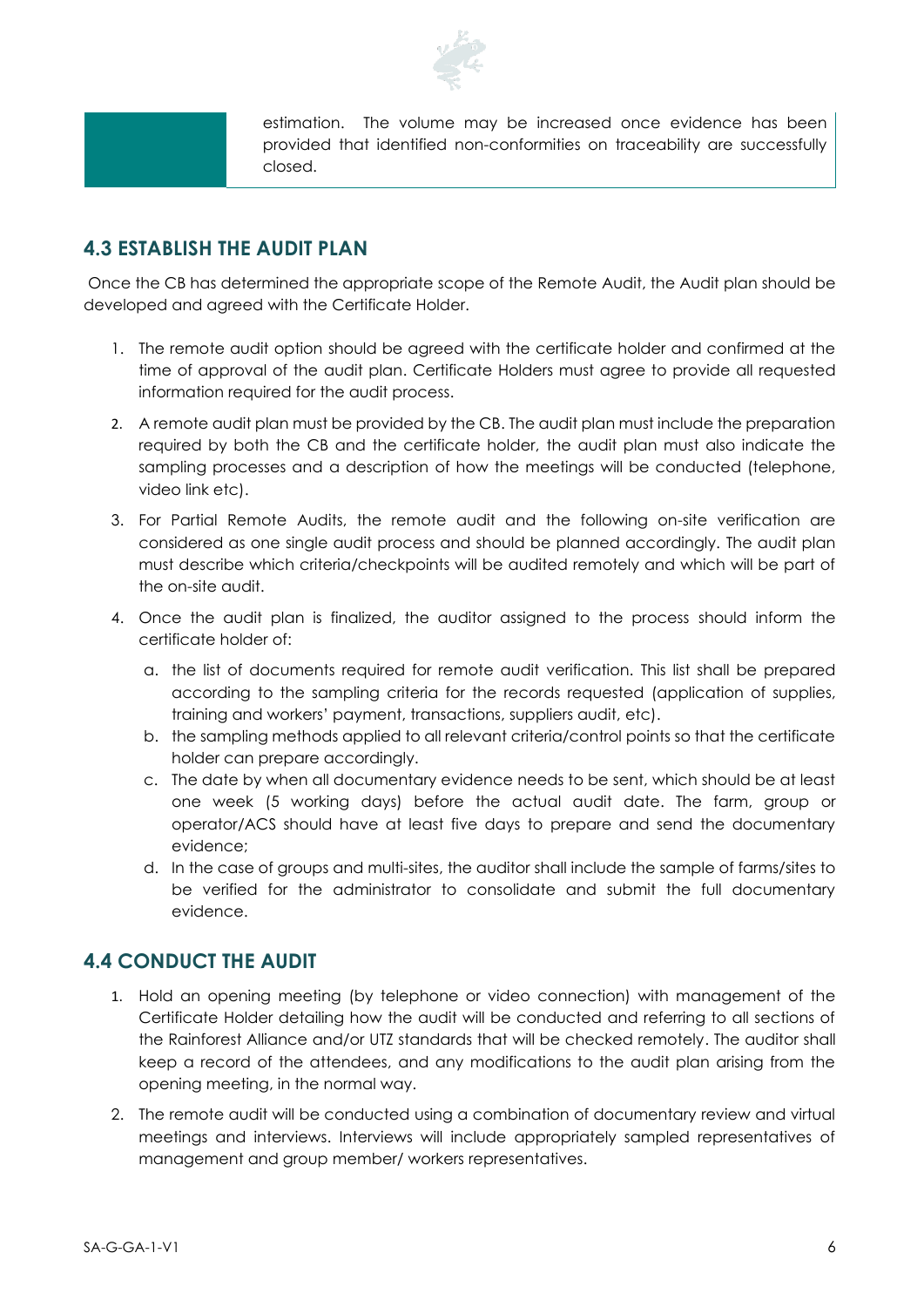estimation. The volume may be increased once evidence has been provided that identified non-conformities on traceability are successfully closed.

## 4.3 ESTABLISH THE AUDIT PLAN

Once the CB has determined the appropriate scope of the Remote Audit, the Audit plan should be developed and agreed with the Certificate Holder.

1. The remote audit option should be agreed with the certificate holder and confirmed at the time of approval of the audit plan. Certificate Holders must agree to provide all requested information required for the audit process.
2. A remote audit plan must be provided by the CB. The audit plan must include the preparation required by both the CB and the certificate holder, the audit plan must also indicate the sampling processes and a description of how the meetings will be conducted (telephone, video link etc).
3. For Partial Remote Audits, the remote audit and the following on-site verification are considered as one single audit process and should be planned accordingly. The audit plan must describe which criteria/checkpoints will be audited remotely and which will be part of the on-site audit.
4. Once the audit plan is finalized, the auditor assigned to the process should inform the certificate holder of:
   a. the list of documents required for remote audit verification. This list shall be prepared according to the sampling criteria for the records requested (application of supplies, training and workers' payment, transactions, suppliers audit, etc).
   b. the sampling methods applied to all relevant criteria/control points so that the certificate holder can prepare accordingly.
   c. The date by when all documentary evidence needs to be sent, which should be at least one week (5 working days) before the actual audit date. The farm, group or operator/ACS should have at least five days to prepare and send the documentary evidence;
   d. In the case of groups and multi-sites, the auditor shall include the sample of farms/sites to be verified for the administrator to consolidate and submit the full documentary evidence.

## 4.4 CONDUCT THE AUDIT

1. Hold an opening meeting (by telephone or video connection) with management of the Certificate Holder detailing how the audit will be conducted and referring to all sections of the Rainforest Alliance and/or UTZ standards that will be checked remotely. The auditor shall keep a record of the attendees, and any modifications to the audit plan arising from the opening meeting, in the normal way.
2. The remote audit will be conducted using a combination of documentary review and virtual meetings and interviews. Interviews will include appropriately sampled representatives of management and group member/ workers representatives.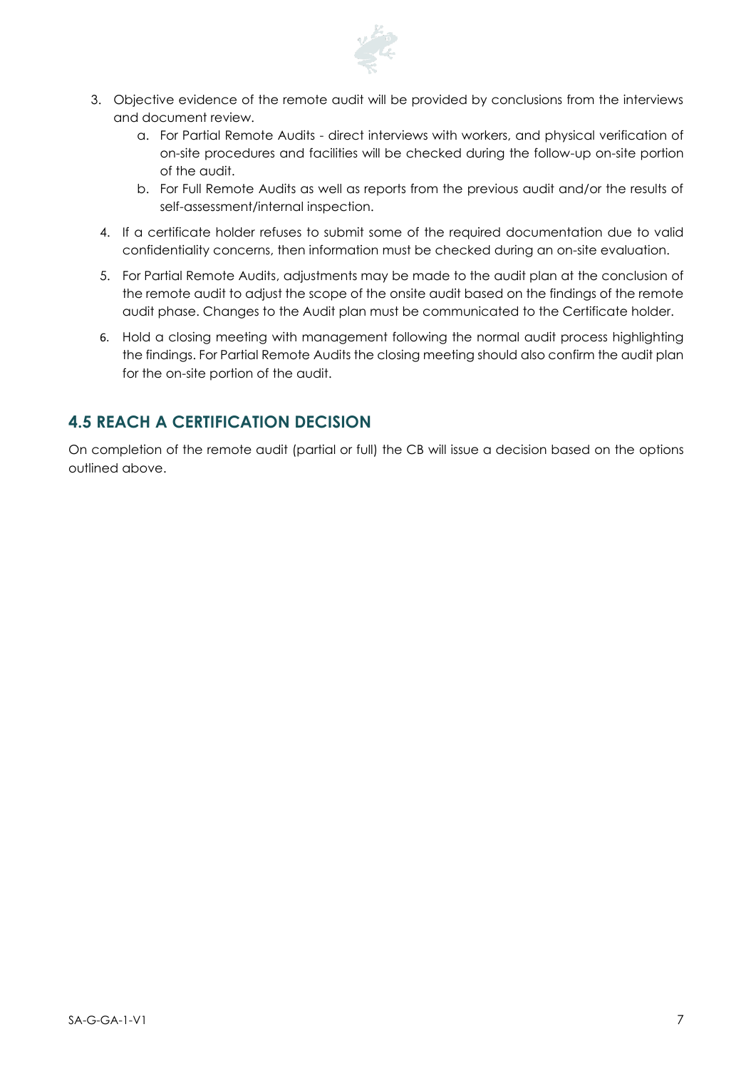3. Objective evidence of the remote audit will be provided by conclusions from the interviews and document review.
    a. For Partial Remote Audits - direct interviews with workers, and physical verification of on-site procedures and facilities will be checked during the follow-up on-site portion of the audit.
    b. For Full Remote Audits as well as reports from the previous audit and/or the results of self-assessment/internal inspection.
4. If a certificate holder refuses to submit some of the required documentation due to valid confidentiality concerns, then information must be checked during an on-site evaluation.
5. For Partial Remote Audits, adjustments may be made to the audit plan at the conclusion of the remote audit to adjust the scope of the onsite audit based on the findings of the remote audit phase. Changes to the Audit plan must be communicated to the Certificate holder.
6. Hold a closing meeting with management following the normal audit process highlighting the findings. For Partial Remote Audits the closing meeting should also confirm the audit plan for the on-site portion of the audit.

## 4.5 REACH A CERTIFICATION DECISION

On completion of the remote audit (partial or full) the CB will issue a decision based on the options outlined above.